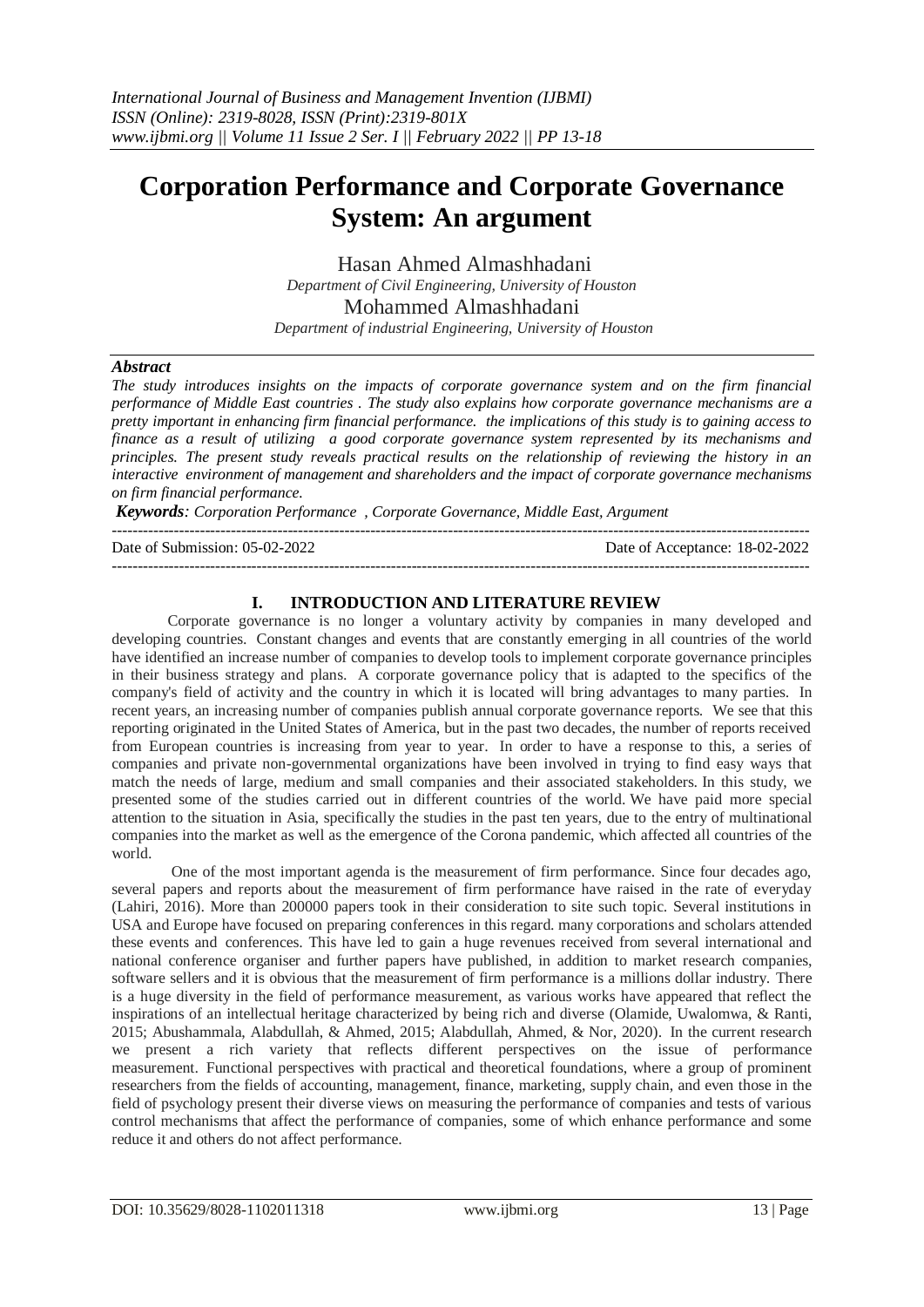# Corporation Performance and Corporate Governance System: An argument

Hasan Ahmed Almashhadani
*Department of Civil Engineering, University of Houston*

Mohammed Almashhadani
*Department of industrial Engineering, University of Houston*

### *Abstract*

*The study introduces insights on the impacts of corporate governance system and on the firm financial performance of Middle East countries . The study also explains how corporate governance mechanisms are a pretty important in enhancing firm financial performance. the implications of this study is to gaining access to finance as a result of utilizing a good corporate governance system represented by its mechanisms and principles. The present study reveals practical results on the relationship of reviewing the history in an interactive environment of management and shareholders and the impact of corporate governance mechanisms on firm financial performance.*

***Keywords****: Corporation Performance , Corporate Governance, Middle East, Argument*

---

Date of Submission: 05-02-2022 Date of Acceptance: 18-02-2022

---

## I. INTRODUCTION AND LITERATURE REVIEW

Corporate governance is no longer a voluntary activity by companies in many developed and developing countries. Constant changes and events that are constantly emerging in all countries of the world have identified an increase number of companies to develop tools to implement corporate governance principles in their business strategy and plans. A corporate governance policy that is adapted to the specifics of the company's field of activity and the country in which it is located will bring advantages to many parties. In recent years, an increasing number of companies publish annual corporate governance reports. We see that this reporting originated in the United States of America, but in the past two decades, the number of reports received from European countries is increasing from year to year. In order to have a response to this, a series of companies and private non-governmental organizations have been involved in trying to find easy ways that match the needs of large, medium and small companies and their associated stakeholders. In this study, we presented some of the studies carried out in different countries of the world. We have paid more special attention to the situation in Asia, specifically the studies in the past ten years, due to the entry of multinational companies into the market as well as the emergence of the Corona pandemic, which affected all countries of the world.

One of the most important agenda is the measurement of firm performance. Since four decades ago, several papers and reports about the measurement of firm performance have raised in the rate of everyday (Lahiri, 2016). More than 200000 papers took in their consideration to site such topic. Several institutions in USA and Europe have focused on preparing conferences in this regard. many corporations and scholars attended these events and conferences. This have led to gain a huge revenues received from several international and national conference organiser and further papers have published, in addition to market research companies, software sellers and it is obvious that the measurement of firm performance is a millions dollar industry. There is a huge diversity in the field of performance measurement, as various works have appeared that reflect the inspirations of an intellectual heritage characterized by being rich and diverse (Olamide, Uwalomwa, & Ranti, 2015; Abushammala, Alabdullah, & Ahmed, 2015; Alabdullah, Ahmed, & Nor, 2020). In the current research we present a rich variety that reflects different perspectives on the issue of performance measurement. Functional perspectives with practical and theoretical foundations, where a group of prominent researchers from the fields of accounting, management, finance, marketing, supply chain, and even those in the field of psychology present their diverse views on measuring the performance of companies and tests of various control mechanisms that affect the performance of companies, some of which enhance performance and some reduce it and others do not affect performance.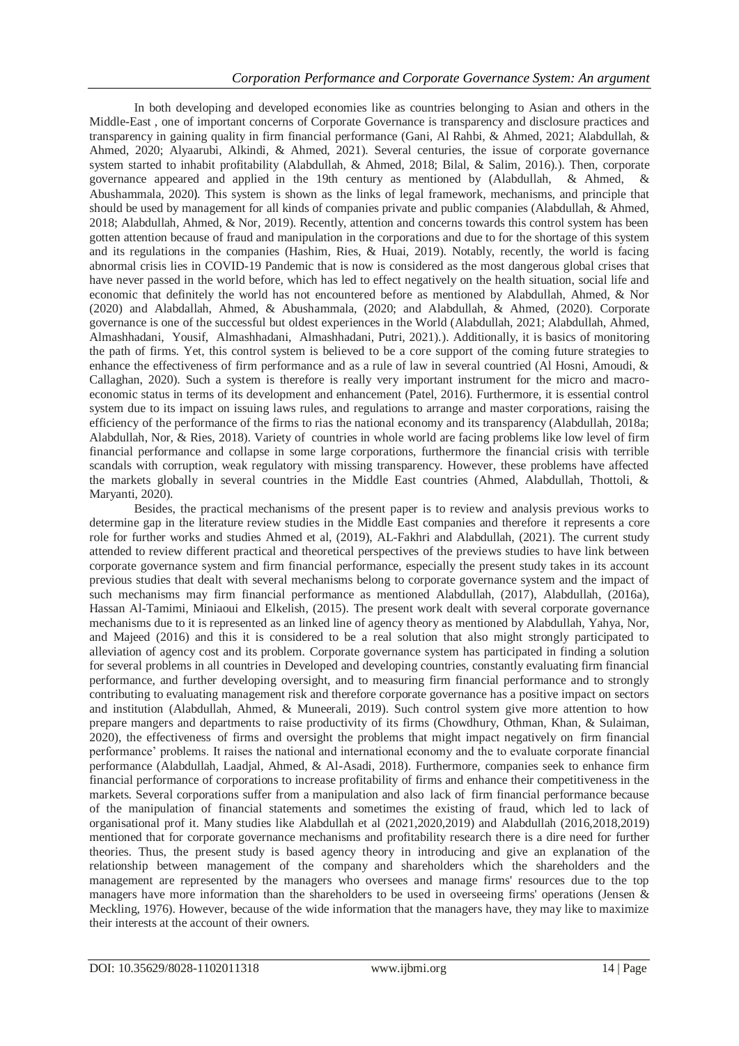In both developing and developed economies like as countries belonging to Asian and others in the Middle-East , one of important concerns of Corporate Governance is transparency and disclosure practices and transparency in gaining quality in firm financial performance (Gani, Al Rahbi, & Ahmed, 2021; Alabdullah, & Ahmed, 2020; Alyaarubi, Alkindi, & Ahmed, 2021). Several centuries, the issue of corporate governance system started to inhabit profitability (Alabdullah, & Ahmed, 2018; Bilal, & Salim, 2016).). Then, corporate governance appeared and applied in the 19th century as mentioned by (Alabdullah, & Ahmed, & Abushammala, 2020). This system is shown as the links of legal framework, mechanisms, and principle that should be used by management for all kinds of companies private and public companies (Alabdullah, & Ahmed, 2018; Alabdullah, Ahmed, & Nor, 2019). Recently, attention and concerns towards this control system has been gotten attention because of fraud and manipulation in the corporations and due to for the shortage of this system and its regulations in the companies (Hashim, Ries, & Huai, 2019). Notably, recently, the world is facing abnormal crisis lies in COVID-19 Pandemic that is now is considered as the most dangerous global crises that have never passed in the world before, which has led to effect negatively on the health situation, social life and economic that definitely the world has not encountered before as mentioned by Alabdullah, Ahmed, & Nor (2020) and Alabdallah, Ahmed, & Abushammala, (2020; and Alabdullah, & Ahmed, (2020). Corporate governance is one of the successful but oldest experiences in the World (Alabdullah, 2021; Alabdullah, Ahmed, Almashhadani, Yousif, Almashhadani, Almashhadani, Putri, 2021).). Additionally, it is basics of monitoring the path of firms. Yet, this control system is believed to be a core support of the coming future strategies to enhance the effectiveness of firm performance and as a rule of law in several countried (Al Hosni, Amoudi, & Callaghan, 2020). Such a system is therefore is really very important instrument for the micro and macro-economic status in terms of its development and enhancement (Patel, 2016). Furthermore, it is essential control system due to its impact on issuing laws rules, and regulations to arrange and master corporations, raising the efficiency of the performance of the firms to rias the national economy and its transparency (Alabdullah, 2018a; Alabdullah, Nor, & Ries, 2018). Variety of countries in whole world are facing problems like low level of firm financial performance and collapse in some large corporations, furthermore the financial crisis with terrible scandals with corruption, weak regulatory with missing transparency. However, these problems have affected the markets globally in several countries in the Middle East countries (Ahmed, Alabdullah, Thottoli, & Maryanti, 2020).

Besides, the practical mechanisms of the present paper is to review and analysis previous works to determine gap in the literature review studies in the Middle East companies and therefore it represents a core role for further works and studies Ahmed et al, (2019), AL-Fakhri and Alabdullah, (2021). The current study attended to review different practical and theoretical perspectives of the previews studies to have link between corporate governance system and firm financial performance, especially the present study takes in its account previous studies that dealt with several mechanisms belong to corporate governance system and the impact of such mechanisms may firm financial performance as mentioned Alabdullah, (2017), Alabdullah, (2016a), Hassan Al-Tamimi, Miniaoui and Elkelish, (2015). The present work dealt with several corporate governance mechanisms due to it is represented as an linked line of agency theory as mentioned by Alabdullah, Yahya, Nor, and Majeed (2016) and this it is considered to be a real solution that also might strongly participated to alleviation of agency cost and its problem. Corporate governance system has participated in finding a solution for several problems in all countries in Developed and developing countries, constantly evaluating firm financial performance, and further developing oversight, and to measuring firm financial performance and to strongly contributing to evaluating management risk and therefore corporate governance has a positive impact on sectors and institution (Alabdullah, Ahmed, & Muneerali, 2019). Such control system give more attention to how prepare mangers and departments to raise productivity of its firms (Chowdhury, Othman, Khan, & Sulaiman, 2020), the effectiveness of firms and oversight the problems that might impact negatively on firm financial performance' problems. It raises the national and international economy and the to evaluate corporate financial performance (Alabdullah, Laadjal, Ahmed, & Al-Asadi, 2018). Furthermore, companies seek to enhance firm financial performance of corporations to increase profitability of firms and enhance their competitiveness in the markets. Several corporations suffer from a manipulation and also lack of firm financial performance because of the manipulation of financial statements and sometimes the existing of fraud, which led to lack of organisational prof it. Many studies like Alabdullah et al (2021,2020,2019) and Alabdullah (2016,2018,2019) mentioned that for corporate governance mechanisms and profitability research there is a dire need for further theories. Thus, the present study is based agency theory in introducing and give an explanation of the relationship between management of the company and shareholders which the shareholders and the management are represented by the managers who oversees and manage firms' resources due to the top managers have more information than the shareholders to be used in overseeing firms' operations (Jensen & Meckling, 1976). However, because of the wide information that the managers have, they may like to maximize their interests at the account of their owners.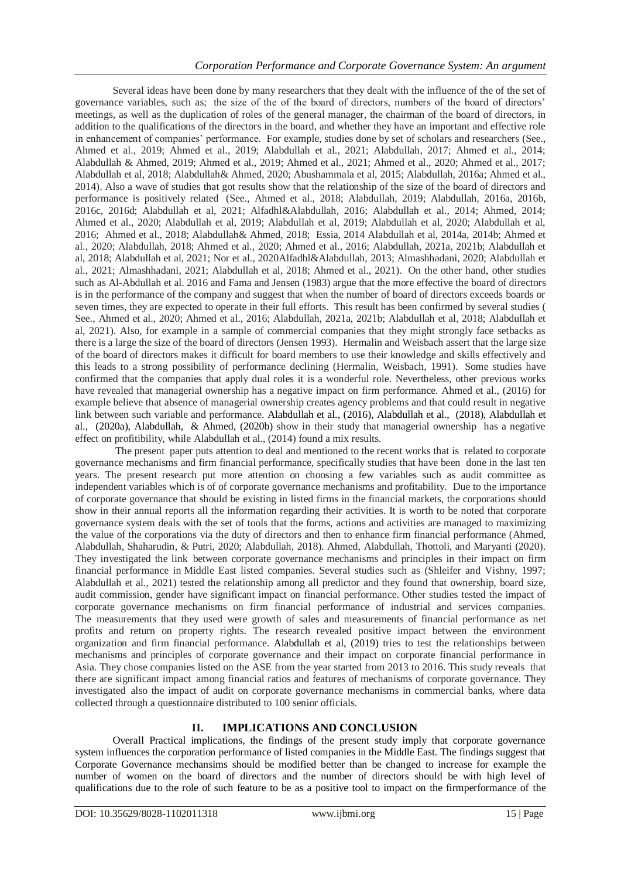Several ideas have been done by many researchers that they dealt with the influence of the of the set of governance variables, such as; the size of the of the board of directors, numbers of the board of directors' meetings, as well as the duplication of roles of the general manager, the chairman of the board of directors, in addition to the qualifications of the directors in the board, and whether they have an important and effective role in enhancement of companies' performance. For example, studies done by set of scholars and researchers (See., Ahmed et al., 2019; Ahmed et al., 2019; Alabdullah et al., 2021; Alabdullah, 2017; Ahmed et al., 2014; Alabdullah & Ahmed, 2019; Ahmed et al., 2019; Ahmed et al., 2021; Ahmed et al., 2020; Ahmed et al., 2017; Alabdullah et al, 2018; Alabdullah& Ahmed, 2020; Abushammala et al, 2015; Alabdullah, 2016a; Ahmed et al., 2014). Also a wave of studies that got results show that the relationship of the size of the board of directors and performance is positively related (See., Ahmed et al., 2018; Alabdullah, 2019; Alabdullah, 2016a, 2016b, 2016c, 2016d; Alabdullah et al, 2021; Alfadhl&Alabdullah, 2016; Alabdullah et al., 2014; Ahmed, 2014; Ahmed et al., 2020; Alabdullah et al, 2019; Alabdullah et al, 2019; Alabdullah et al, 2020; Alabdullah et al, 2016; Ahmed et al., 2018; Alabdullah& Ahmed, 2018; Essia, 2014 Alabdullah et al, 2014a, 2014b; Ahmed et al., 2020; Alabdullah, 2018; Ahmed et al., 2020; Ahmed et al., 2016; Alabdullah, 2021a, 2021b; Alabdullah et al, 2018; Alabdullah et al, 2021; Nor et al., 2020Alfadhl&Alabdullah, 2013; Almashhadani, 2020; Alabdullah et al., 2021; Almashhadani, 2021; Alabdullah et al, 2018; Ahmed et al., 2021). On the other hand, other studies such as Al-Abdullah et al. 2016 and Fama and Jensen (1983) argue that the more effective the board of directors is in the performance of the company and suggest that when the number of board of directors exceeds boards or seven times, they are expected to operate in their full efforts. This result has been confirmed by several studies ( See., Ahmed et al., 2020; Ahmed et al., 2016; Alabdullah, 2021a, 2021b; Alabdullah et al, 2018; Alabdullah et al, 2021). Also, for example in a sample of commercial companies that they might strongly face setbacks as there is a large the size of the board of directors (Jensen 1993). Hermalin and Weisbach assert that the large size of the board of directors makes it difficult for board members to use their knowledge and skills effectively and this leads to a strong possibility of performance declining (Hermalin, Weisbach, 1991). Some studies have confirmed that the companies that apply dual roles it is a wonderful role. Nevertheless, other previous works have revealed that managerial ownership has a negative impact on firm performance. Ahmed et al., (2016) for example believe that absence of managerial ownership creates agency problems and that could result in negative link between such variable and performance. Alabdullah et al., (2016), Alabdullah et al., (2018), Alabdullah et al., (2020a), Alabdullah, & Ahmed, (2020b) show in their study that managerial ownership has a negative effect on profitibility, while Alabdullah et al., (2014) found a mix results.

The present paper puts attention to deal and mentioned to the recent works that is related to corporate governance mechanisms and firm financial performance, specifically studies that have been done in the last ten years. The present research put more attention on choosing a few variables such as audit committee as independent variables which is of of corporate governance mechanisms and profitability. Due to the importance of corporate governance that should be existing in listed firms in the financial markets, the corporations should show in their annual reports all the information regarding their activities. It is worth to be noted that corporate governance system deals with the set of tools that the forms, actions and activities are managed to maximizing the value of the corporations via the duty of directors and then to enhance firm financial performance (Ahmed, Alabdullah, Shaharudin, & Putri, 2020; Alabdullah, 2018). Ahmed, Alabdullah, Thottoli, and Maryanti (2020). They investigated the link between corporate governance mechanisms and principles in their impact on firm financial performance in Middle East listed companies. Several studies such as (Shleifer and Vishny, 1997; Alabdullah et al., 2021) tested the relationship among all predictor and they found that ownership, board size, audit commission, gender have significant impact on financial performance. Other studies tested the impact of corporate governance mechanisms on firm financial performance of industrial and services companies. The measurements that they used were growth of sales and measurements of financial performance as net profits and return on property rights. The research revealed positive impact between the environment organization and firm financial performance. Alabdullah et al, (2019) tries to test the relationships between mechanisms and principles of corporate governance and their impact on corporate financial performance in Asia. They chose companies listed on the ASE from the year started from 2013 to 2016. This study reveals that there are significant impact among financial ratios and features of mechanisms of corporate governance. They investigated also the impact of audit on corporate governance mechanisms in commercial banks, where data collected through a questionnaire distributed to 100 senior officials.

## II. IMPLICATIONS AND CONCLUSION

Overall Practical implications, the findings of the present study imply that corporate governance system influences the corporation performance of listed companies in the Middle East. The findings suggest that Corporate Governance mechansims should be modified better than be changed to increase for example the number of women on the board of directors and the number of directors should be with high level of qualifications due to the role of such feature to be as a positive tool to impact on the firmperformance of the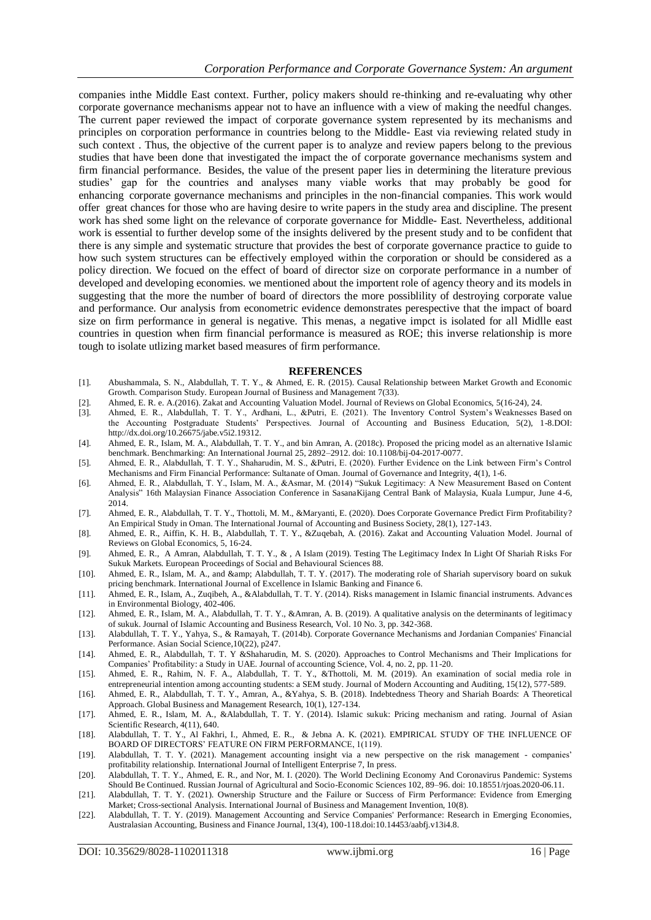companies inthe Middle East context. Further, policy makers should re-thinking and re-evaluating why other corporate governance mechanisms appear not to have an influence with a view of making the needful changes. The current paper reviewed the impact of corporate governance system represented by its mechanisms and principles on corporation performance in countries belong to the Middle- East via reviewing related study in such context . Thus, the objective of the current paper is to analyze and review papers belong to the previous studies that have been done that investigated the impact the of corporate governance mechanisms system and firm financial performance. Besides, the value of the present paper lies in determining the literature previous studies' gap for the countries and analyses many viable works that may probably be good for enhancing corporate governance mechanisms and principles in the non-financial companies. This work would offer great chances for those who are having desire to write papers in the study area and discipline. The present work has shed some light on the relevance of corporate governance for Middle- East. Nevertheless, additional work is essential to further develop some of the insights delivered by the present study and to be confident that there is any simple and systematic structure that provides the best of corporate governance practice to guide to how such system structures can be effectively employed within the corporation or should be considered as a policy direction. We focued on the effect of board of director size on corporate performance in a number of developed and developing economies. we mentioned about the importent role of agency theory and its models in suggesting that the more the number of board of directors the more possiblity of destroying corporate value and performance. Our analysis from econometric evidence demonstrates perespective that the impact of board size on firm performance in general is negative. This menas, a negative impct is isolated for all Midlle east countries in question when firm financial performance is measured as ROE; this inverse relationship is more tough to isolate utlizing market based measures of firm performance.

## REFERENCES

[1]. Abushammala, S. N., Alabdullah, T. T. Y., & Ahmed, E. R. (2015). Causal Relationship between Market Growth and Economic Growth. Comparison Study. European Journal of Business and Management 7(33).

[2]. Ahmed, E. R. e. A.(2016). Zakat and Accounting Valuation Model. Journal of Reviews on Global Economics, 5(16-24), 24.

[3]. Ahmed, E. R., Alabdullah, T. T. Y., Ardhani, L., &Putri, E. (2021). The Inventory Control System's Weaknesses Based on the Accounting Postgraduate Students' Perspectives. Journal of Accounting and Business Education, 5(2), 1-8.DOI: http://dx.doi.org/10.26675/jabe.v5i2.19312.

[4]. Ahmed, E. R., Islam, M. A., Alabdullah, T. T. Y., and bin Amran, A. (2018c). Proposed the pricing model as an alternative Islamic benchmark. Benchmarking: An International Journal 25, 2892–2912. doi: 10.1108/bij-04-2017-0077.

[5]. Ahmed, E. R., Alabdullah, T. T. Y., Shaharudin, M. S., &Putri, E. (2020). Further Evidence on the Link between Firm's Control Mechanisms and Firm Financial Performance: Sultanate of Oman. Journal of Governance and Integrity, 4(1), 1-6.

[6]. Ahmed, E. R., Alabdullah, T. T. Y., Islam, M. A., &Asmar, M. (2014) "Sukuk Legitimacy: A New Measurement Based on Content Analysis" 16th Malaysian Finance Association Conference in SasanaKijang Central Bank of Malaysia, Kuala Lumpur, June 4-6, 2014.

[7]. Ahmed, E. R., Alabdullah, T. T. Y., Thottoli, M. M., &Maryanti, E. (2020). Does Corporate Governance Predict Firm Profitability? An Empirical Study in Oman. The International Journal of Accounting and Business Society, 28(1), 127-143.

[8]. Ahmed, E. R., Aiffin, K. H. B., Alabdullah, T. T. Y., &Zuqebah, A. (2016). Zakat and Accounting Valuation Model. Journal of Reviews on Global Economics, 5, 16-24.

[9]. Ahmed, E. R., A Amran, Alabdullah, T. T. Y., & , A Islam (2019). Testing The Legitimacy Index In Light Of Shariah Risks For Sukuk Markets. European Proceedings of Social and Behavioural Sciences 88.

[10]. Ahmed, E. R., Islam, M. A., and &amp; Alabdullah, T. T. Y. (2017). The moderating role of Shariah supervisory board on sukuk pricing benchmark. International Journal of Excellence in Islamic Banking and Finance 6.

[11]. Ahmed, E. R., Islam, A., Zuqibeh, A., &Alabdullah, T. T. Y. (2014). Risks management in Islamic financial instruments. Advances in Environmental Biology, 402-406.

[12]. Ahmed, E. R., Islam, M. A., Alabdullah, T. T. Y., &Amran, A. B. (2019). A qualitative analysis on the determinants of legitimacy of sukuk. Journal of Islamic Accounting and Business Research, Vol. 10 No. 3, pp. 342-368.

[13]. Alabdullah, T. T. Y., Yahya, S., & Ramayah, T. (2014b). Corporate Governance Mechanisms and Jordanian Companies' Financial Performance. Asian Social Science,10(22), p247.

[14]. Ahmed, E. R., Alabdullah, T. T. Y &Shaharudin, M. S. (2020). Approaches to Control Mechanisms and Their Implications for Companies' Profitability: a Study in UAE. Journal of accounting Science, Vol. 4, no. 2, pp. 11-20.

[15]. Ahmed, E. R., Rahim, N. F. A., Alabdullah, T. T. Y., &Thottoli, M. M. (2019). An examination of social media role in entrepreneurial intention among accounting students: a SEM study. Journal of Modern Accounting and Auditing, 15(12), 577-589.

[16]. Ahmed, E. R., Alabdullah, T. T. Y., Amran, A., &Yahya, S. B. (2018). Indebtedness Theory and Shariah Boards: A Theoretical Approach. Global Business and Management Research, 10(1), 127-134.

[17]. Ahmed, E. R., Islam, M. A., &Alabdullah, T. T. Y. (2014). Islamic sukuk: Pricing mechanism and rating. Journal of Asian Scientific Research, 4(11), 640.

[18]. Alabdullah, T. T. Y., Al Fakhri, I., Ahmed, E. R., & Jebna A. K. (2021). EMPIRICAL STUDY OF THE INFLUENCE OF BOARD OF DIRECTORS' FEATURE ON FIRM PERFORMANCE, 1(119).

[19]. Alabdullah, T. T. Y. (2021). Management accounting insight via a new perspective on the risk management - companies' profitability relationship. International Journal of Intelligent Enterprise 7, In press.

[20]. Alabdullah, T. T. Y., Ahmed, E. R., and Nor, M. I. (2020). The World Declining Economy And Coronavirus Pandemic: Systems Should Be Continued. Russian Journal of Agricultural and Socio-Economic Sciences 102, 89–96. doi: 10.18551/rjoas.2020-06.11.

[21]. Alabdullah, T. T. Y. (2021). Ownership Structure and the Failure or Success of Firm Performance: Evidence from Emerging Market; Cross-sectional Analysis. International Journal of Business and Management Invention, 10(8).

[22]. Alabdullah, T. T. Y. (2019). Management Accounting and Service Companies' Performance: Research in Emerging Economies, Australasian Accounting, Business and Finance Journal, 13(4), 100-118.doi:10.14453/aabfj.v13i4.8.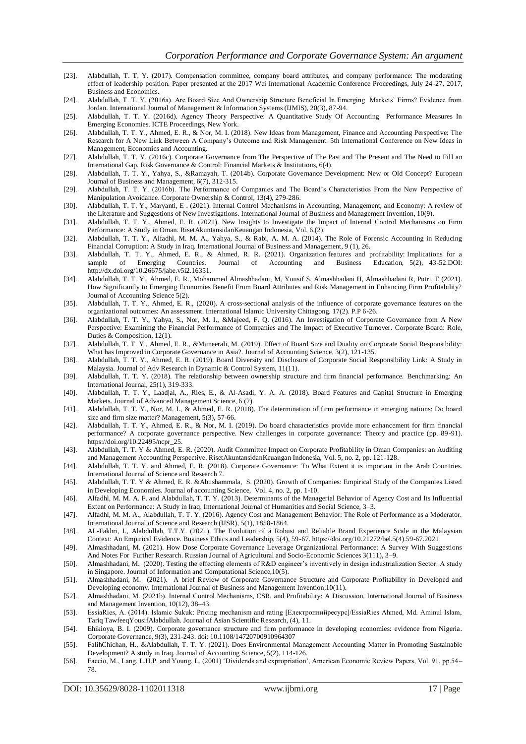[23]. Alabdullah, T. T. Y. (2017). Compensation committee, company board attributes, and company performance: The moderating effect of leadership position. Paper presented at the 2017 Wei International Academic Conference Proceedings, July 24-27, 2017, Business and Economics.

[24]. Alabdullah, T. T. Y. (2016a). Are Board Size And Ownership Structure Beneficial In Emerging Markets' Firms? Evidence from Jordan. International Journal of Management & Information Systems (IJMIS), 20(3), 87-94.

[25]. Alabdullah, T. T. Y. (2016d). Agency Theory Perspective: A Quantitative Study Of Accounting Performance Measures In Emerging Economies. ICTE Proceedings, New York.

[26]. Alabdullah, T. T. Y., Ahmed, E. R., & Nor, M. I. (2018). New Ideas from Management, Finance and Accounting Perspective: The Research for A New Link Between A Company's Outcome and Risk Management. 5th International Conference on New Ideas in Management, Economics and Accounting.

[27]. Alabdullah, T. T. Y. (2016c). Corporate Governance from The Perspective of The Past and The Present and The Need to Fill an International Gap. Risk Governance & Control: Financial Markets & Institutions, 6(4).

[28]. Alabdullah, T. T. Y., Yahya, S., &Ramayah, T. (2014b). Corporate Governance Development: New or Old Concept? European Journal of Business and Management, 6(7), 312-315.

[29]. Alabdullah, T. T. Y. (2016b). The Performance of Companies and The Board's Characteristics From the New Perspective of Manipulation Avoidance. Corporate Ownership & Control, 13(4), 279-286.

[30]. Alabdullah, T. T. Y., Maryanti, E . (2021). Internal Control Mechanisms in Accounting, Management, and Economy: A review of the Literature and Suggestions of New Investigations. International Journal of Business and Management Invention, 10(9).

[31]. Alabdullah, T. T. Y., Ahmed, E. R. (2021). New Insights to Investigate the Impact of Internal Control Mechanisms on Firm Performance: A Study in Oman. RisetAkuntansidanKeuangan Indonesia, Vol. 6,(2).

[32]. Alabdullah, T. T. Y., Alfadhl, M. M. A., Yahya, S., & Rabi, A. M. A. (2014). The Role of Forensic Accounting in Reducing Financial Corruption: A Study in Iraq. International Journal of Business and Management, 9 (1), 26.

[33]. Alabdullah, T. T. Y., Ahmed, E. R., & Ahmed, R. R. (2021). Organization features and profitability: Implications for a sample of Emerging Countries. Journal of Accounting and Business Education, 5(2), 43-52.DOI: http://dx.doi.org/10.26675/jabe.v5i2.16351.

[34]. Alabdullah, T. T. Y., Ahmed, E. R., Mohammed Almashhadani, M, Yousif S, Almashhadani H, Almashhadani R, Putri, E (2021). How Significantly to Emerging Economies Benefit From Board Attributes and Risk Management in Enhancing Firm Profitability? Journal of Accounting Science 5(2).

[35]. Alabdullah, T. T. Y., Ahmed, E. R., (2020). A cross-sectional analysis of the influence of corporate governance features on the organizational outcomes: An assessment. International Islamic University Chittagong. 17(2). P.P 6-26.

[36]. Alabdullah, T. T. Y., Yahya, S., Nor, M. I., &Majeed, F. Q. (2016). An Investigation of Corporate Governance from A New Perspective: Examining the Financial Performance of Companies and The Impact of Executive Turnover. Corporate Board: Role, Duties & Composition, 12(1).

[37]. Alabdullah, T. T. Y., Ahmed, E. R., &Muneerali, M. (2019). Effect of Board Size and Duality on Corporate Social Responsibility: What has Improved in Corporate Governance in Asia?. Journal of Accounting Science, 3(2), 121-135.

[38]. Alabdullah, T. T. Y., Ahmed, E. R. (2019). Board Diversity and Disclosure of Corporate Social Responsibility Link: A Study in Malaysia. Journal of Adv Research in Dynamic & Control System, 11(11).

[39]. Alabdullah, T. T. Y. (2018). The relationship between ownership structure and firm financial performance. Benchmarking: An International Journal, 25(1), 319-333.

[40]. Alabdullah, T. T. Y., Laadjal, A., Ries, E., & Al-Asadi, Y. A. A. (2018). Board Features and Capital Structure in Emerging Markets. Journal of Advanced Management Science, 6 (2).

[41]. Alabdullah, T. T. Y., Nor, M. I., & Ahmed, E. R. (2018). The determination of firm performance in emerging nations: Do board size and firm size matter? Management, 5(3), 57-66.

[42]. Alabdullah, T. T. Y., Ahmed, E. R., & Nor, M. I. (2019). Do board characteristics provide more enhancement for firm financial performance? A corporate governance perspective. New challenges in corporate governance: Theory and practice (pp. 89-91). https://doi.org/10.22495/ncpr_25.

[43]. Alabdullah, T. T. Y & Ahmed, E. R. (2020). Audit Committee Impact on Corporate Profitability in Oman Companies: an Auditing and Management Accounting Perspective. RisetAkuntansidanKeuangan Indonesia, Vol. 5, no. 2, pp. 121-128.

[44]. Alabdullah, T. T. Y. and Ahmed, E. R. (2018). Corporate Governance: To What Extent it is important in the Arab Countries. International Journal of Science and Research 7.

[45]. Alabdullah, T. T. Y & Ahmed, E. R. &Abushammala, S. (2020). Growth of Companies: Empirical Study of the Companies Listed in Developing Economies. Journal of accounting Science, Vol. 4, no. 2, pp. 1-10.

[46]. Alfadhl, M. M. A. F. and Alabdullah, T. T. Y. (2013). Determinants of the Managerial Behavior of Agency Cost and Its Influential Extent on Performance: A Study in Iraq. International Journal of Humanities and Social Science, 3–3.

[47]. Alfadhl, M. M. A., Alabdullah, T. T. Y. (2016). Agency Cost and Management Behavior: The Role of Performance as a Moderator. International Journal of Science and Research (IJSR), 5(1), 1858-1864.

[48]. AL-Fakhri, I., Alabdullah, T.T.Y. (2021). The Evolution of a Robust and Reliable Brand Experience Scale in the Malaysian Context: An Empirical Evidence. Business Ethics and Leadership, 5(4), 59-67. https://doi.org/10.21272/bel.5(4).59-67.2021

[49]. Almashhadani, M. (2021). How Dose Corporate Governance Leverage Organizational Performance: A Survey With Suggestions And Notes For Further Research. Russian Journal of Agricultural and Socio-Economic Sciences 3(111), 3–9.

[50]. Almashhadani, M. (2020). Testing the effecting elements of R&D engineer's inventively in design industrialization Sector: A study in Singapore. Journal of Information and Computational Science,10(5).

[51]. Almashhadani, M. (2021). A brief Review of Corporate Governance Structure and Corporate Profitability in Developed and Developing economy. International Journal of Business and Management Invention,10(11).

[52]. Almashhadani, M. (2021b). Internal Control Mechanisms, CSR, and Profitability: A Discussion. International Journal of Business and Management Invention, 10(12), 38–43.

[53]. EssiaRies, A. (2014). Islamic Sukuk: Pricing mechanism and rating [Електроннийресурс]/EssiaRies Ahmed, Md. Aminul Islam, Tariq TawfeeqYousifAlabdullah. Journal of Asian Scientific Research, (4), 11.

[54]. Ehikioya, B. I. (2009). Corporate governance structure and firm performance in developing economies: evidence from Nigeria. Corporate Governance, 9(3), 231-243. doi: 10.1108/14720700910964307

[55]. FalihChichan, H., &Alabdullah, T. T. Y. (2021). Does Environmental Management Accounting Matter in Promoting Sustainable Development? A study in Iraq. Journal of Accounting Science, 5(2), 114-126.

[56]. Faccio, M., Lang, L.H.P. and Young, L. (2001) 'Dividends and expropriation', American Economic Review Papers, Vol. 91, pp.54–78.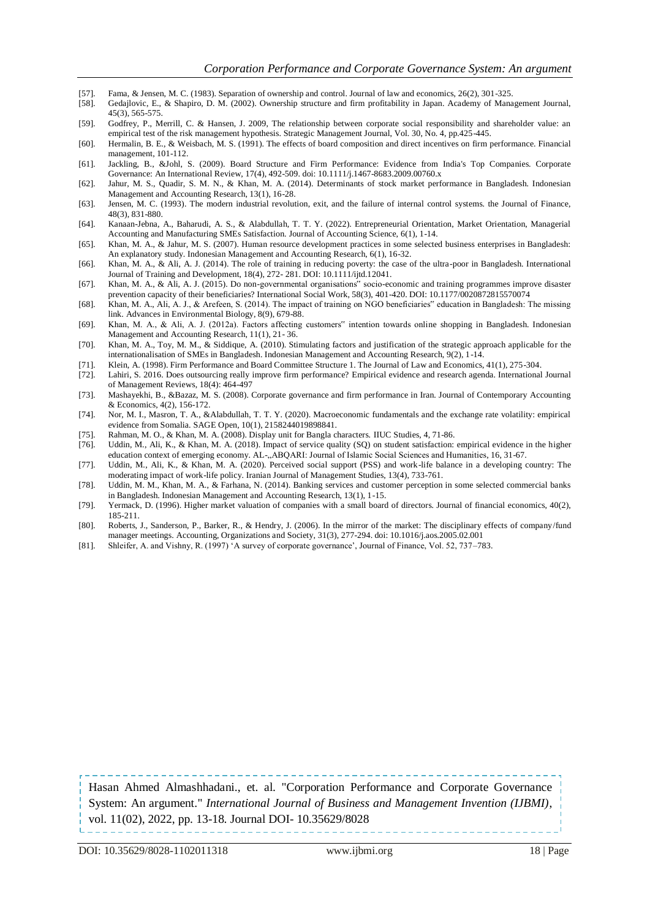[57]. Fama, & Jensen, M. C. (1983). Separation of ownership and control. Journal of law and economics, 26(2), 301-325.

[58]. Gedajlovic, E., & Shapiro, D. M. (2002). Ownership structure and firm profitability in Japan. Academy of Management Journal, 45(3), 565-575.

[59]. Godfrey, P., Merrill, C. & Hansen, J. 2009, The relationship between corporate social responsibility and shareholder value: an empirical test of the risk management hypothesis. Strategic Management Journal, Vol. 30, No. 4, pp.425-445.

[60]. Hermalin, B. E., & Weisbach, M. S. (1991). The effects of board composition and direct incentives on firm performance. Financial management, 101-112.

[61]. Jackling, B., &Johl, S. (2009). Board Structure and Firm Performance: Evidence from India's Top Companies. Corporate Governance: An International Review, 17(4), 492-509. doi: 10.1111/j.1467-8683.2009.00760.x

[62]. Jahur, M. S., Quadir, S. M. N., & Khan, M. A. (2014). Determinants of stock market performance in Bangladesh. Indonesian Management and Accounting Research, 13(1), 16-28.

[63]. Jensen, M. C. (1993). The modern industrial revolution, exit, and the failure of internal control systems. the Journal of Finance, 48(3), 831-880.

[64]. Kanaan-Jebna, A., Baharudi, A. S., & Alabdullah, T. T. Y. (2022). Entrepreneurial Orientation, Market Orientation, Managerial Accounting and Manufacturing SMEs Satisfaction. Journal of Accounting Science, 6(1), 1-14.

[65]. Khan, M. A., & Jahur, M. S. (2007). Human resource development practices in some selected business enterprises in Bangladesh: An explanatory study. Indonesian Management and Accounting Research, 6(1), 16-32.

[66]. Khan, M. A., & Ali, A. J. (2014). The role of training in reducing poverty: the case of the ultra-poor in Bangladesh. International Journal of Training and Development, 18(4), 272- 281. DOI: 10.1111/ijtd.12041.

[67]. Khan, M. A., & Ali, A. J. (2015). Do non-governmental organisations" socio-economic and training programmes improve disaster prevention capacity of their beneficiaries? International Social Work, 58(3), 401-420. DOI: 10.1177/0020872815570074

[68]. Khan, M. A., Ali, A. J., & Arefeen, S. (2014). The impact of training on NGO beneficiaries" education in Bangladesh: The missing link. Advances in Environmental Biology, 8(9), 679-88.

[69]. Khan, M. A., & Ali, A. J. (2012a). Factors affecting customers" intention towards online shopping in Bangladesh. Indonesian Management and Accounting Research, 11(1), 21- 36.

[70]. Khan, M. A., Toy, M. M., & Siddique, A. (2010). Stimulating factors and justification of the strategic approach applicable for the internationalisation of SMEs in Bangladesh. Indonesian Management and Accounting Research, 9(2), 1-14.

[71]. Klein, A. (1998). Firm Performance and Board Committee Structure 1. The Journal of Law and Economics, 41(1), 275-304.

[72]. Lahiri, S. 2016. Does outsourcing really improve firm performance? Empirical evidence and research agenda. International Journal of Management Reviews, 18(4): 464-497

[73]. Mashayekhi, B., &Bazaz, M. S. (2008). Corporate governance and firm performance in Iran. Journal of Contemporary Accounting & Economics, 4(2), 156-172.

[74]. Nor, M. I., Masron, T. A., &Alabdullah, T. T. Y. (2020). Macroeconomic fundamentals and the exchange rate volatility: empirical evidence from Somalia. SAGE Open, 10(1), 2158244019898841.

[75]. Rahman, M. O., & Khan, M. A. (2008). Display unit for Bangla characters. IIUC Studies, 4, 71-86.

[76]. Uddin, M., Ali, K., & Khan, M. A. (2018). Impact of service quality (SQ) on student satisfaction: empirical evidence in the higher education context of emerging economy. AL-,,ABQARI: Journal of Islamic Social Sciences and Humanities, 16, 31-67.

[77]. Uddin, M., Ali, K., & Khan, M. A. (2020). Perceived social support (PSS) and work-life balance in a developing country: The moderating impact of work-life policy. Iranian Journal of Management Studies, 13(4), 733-761.

[78]. Uddin, M. M., Khan, M. A., & Farhana, N. (2014). Banking services and customer perception in some selected commercial banks in Bangladesh. Indonesian Management and Accounting Research, 13(1), 1-15.

[79]. Yermack, D. (1996). Higher market valuation of companies with a small board of directors. Journal of financial economics, 40(2), 185-211.

[80]. Roberts, J., Sanderson, P., Barker, R., & Hendry, J. (2006). In the mirror of the market: The disciplinary effects of company/fund manager meetings. Accounting, Organizations and Society, 31(3), 277-294. doi: 10.1016/j.aos.2005.02.001

[81]. Shleifer, A. and Vishny, R. (1997) 'A survey of corporate governance', Journal of Finance, Vol. 52, 737–783.

Hasan Ahmed Almashhadani., et. al. "Corporation Performance and Corporate Governance System: An argument." *International Journal of Business and Management Invention (IJBMI)*, vol. 11(02), 2022, pp. 13-18. Journal DOI- 10.35629/8028